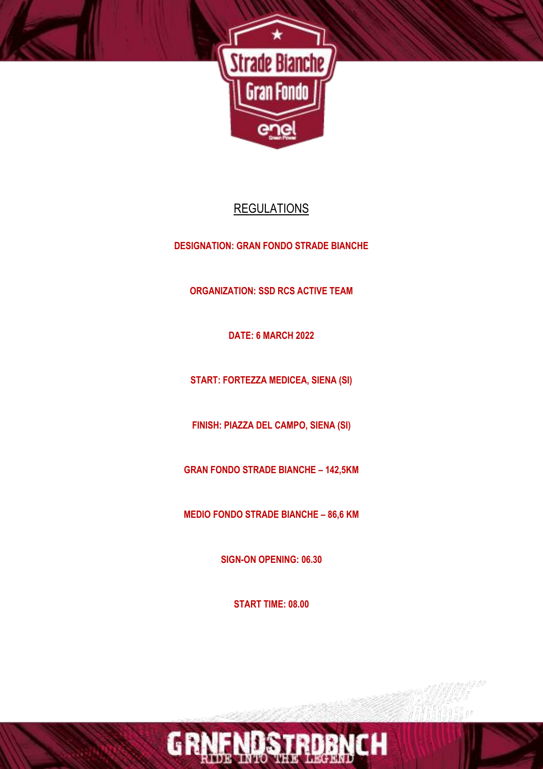# REGULATIONS

**DESIGNATION: GRAN FONDO STRADE BIANCHE**

**ORGANIZATION: SSD RCS ACTIVE TEAM**

**DATE: 6 MARCH 2022**

**START: FORTEZZA MEDICEA, SIENA (SI)**

**FINISH: PIAZZA DEL CAMPO, SIENA (SI)**

**GRAN FONDO STRADE BIANCHE – 142,5KM**

**MEDIO FONDO STRADE BIANCHE – 86,6 KM**

**SIGN-ON OPENING: 06.30**

**START TIME: 08.00**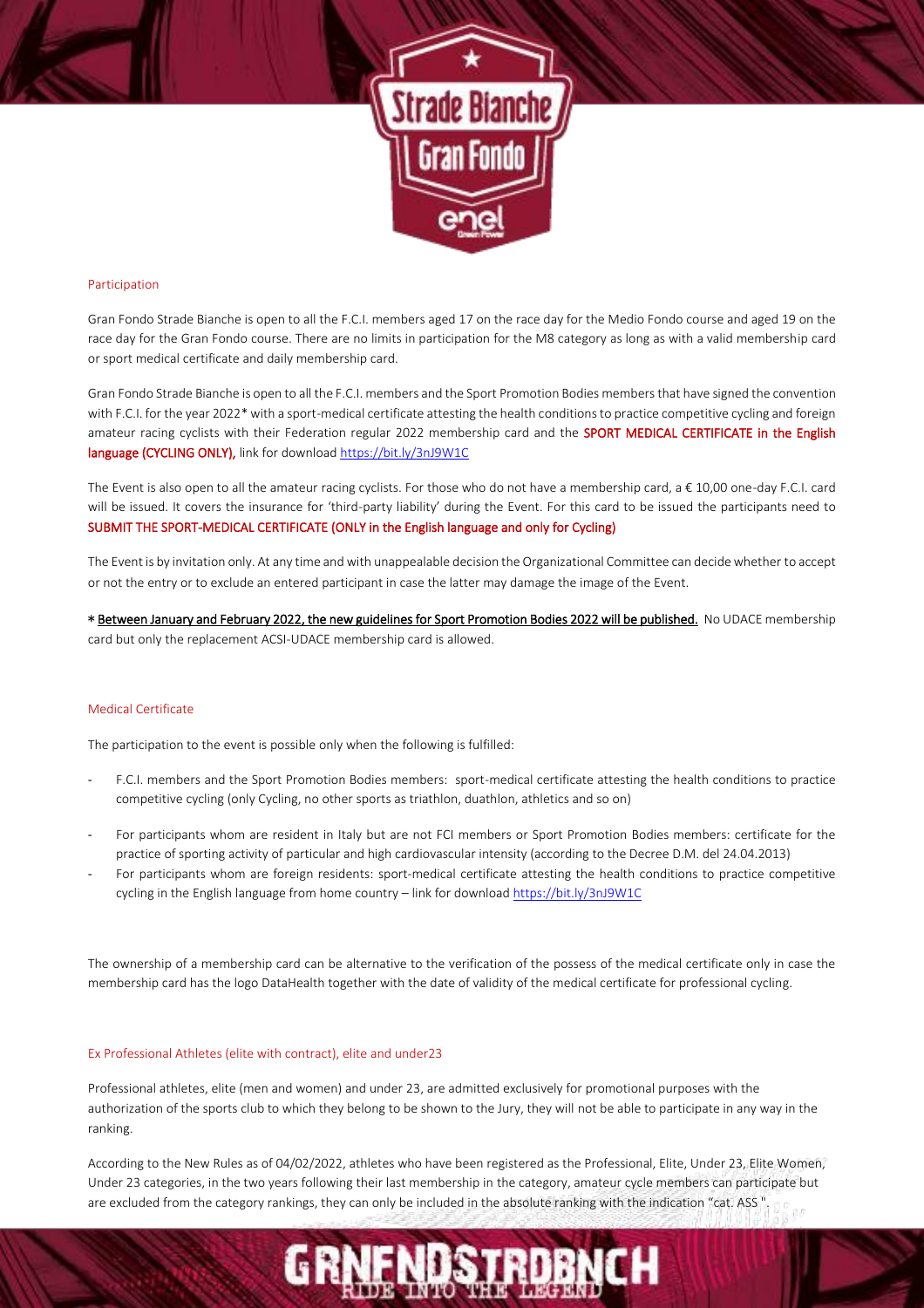## Participation

Gran Fondo Strade Bianche is open to all the F.C.I. members aged 17 on the race day for the Medio Fondo course and aged 19 on the race day for the Gran Fondo course. There are no limits in participation for the M8 category as long as with a valid membership card or sport medical certificate and daily membership card.

Gran Fondo Strade Bianche is open to all the F.C.I. members and the Sport Promotion Bodies members that have signed the convention with F.C.I. for the year 2022* with a sport-medical certificate attesting the health conditions to practice competitive cycling and foreign amateur racing cyclists with their Federation regular 2022 membership card and the **SPORT MEDICAL CERTIFICATE in the English language (CYCLING ONLY),** link for download https://bit.ly/3nJ9W1C

The Event is also open to all the amateur racing cyclists. For those who do not have a membership card, a € 10,00 one-day F.C.I. card will be issued. It covers the insurance for 'third-party liability' during the Event. For this card to be issued the participants need to **SUBMIT THE SPORT-MEDICAL CERTIFICATE (ONLY in the English language and only for Cycling)**

The Event is by invitation only. At any time and with unappealable decision the Organizational Committee can decide whether to accept or not the entry or to exclude an entered participant in case the latter may damage the image of the Event.

* Between January and February 2022, the new guidelines for Sport Promotion Bodies 2022 will be published. No UDACE membership card but only the replacement ACSI-UDACE membership card is allowed.

## Medical Certificate

The participation to the event is possible only when the following is fulfilled:

- F.C.I. members and the Sport Promotion Bodies members: sport-medical certificate attesting the health conditions to practice competitive cycling (only Cycling, no other sports as triathlon, duathlon, athletics and so on)
- For participants whom are resident in Italy but are not FCI members or Sport Promotion Bodies members: certificate for the practice of sporting activity of particular and high cardiovascular intensity (according to the Decree D.M. del 24.04.2013)
- For participants whom are foreign residents: sport-medical certificate attesting the health conditions to practice competitive cycling in the English language from home country – link for download https://bit.ly/3nJ9W1C

The ownership of a membership card can be alternative to the verification of the possess of the medical certificate only in case the membership card has the logo DataHealth together with the date of validity of the medical certificate for professional cycling.

## Ex Professional Athletes (elite with contract), elite and under23

Professional athletes, elite (men and women) and under 23, are admitted exclusively for promotional purposes with the authorization of the sports club to which they belong to be shown to the Jury, they will not be able to participate in any way in the ranking.

According to the New Rules as of 04/02/2022, athletes who have been registered as the Professional, Elite, Under 23, Elite Women, Under 23 categories, in the two years following their last membership in the category, amateur cycle members can participate but are excluded from the category rankings, they can only be included in the absolute ranking with the indication "cat. ASS ".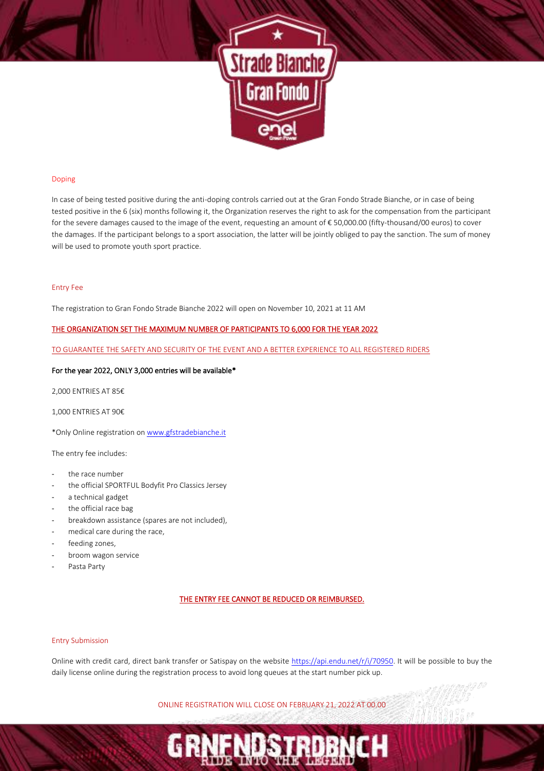## Doping

In case of being tested positive during the anti-doping controls carried out at the Gran Fondo Strade Bianche, or in case of being tested positive in the 6 (six) months following it, the Organization reserves the right to ask for the compensation from the participant for the severe damages caused to the image of the event, requesting an amount of € 50,000.00 (fifty-thousand/00 euros) to cover the damages. If the participant belongs to a sport association, the latter will be jointly obliged to pay the sanction. The sum of money will be used to promote youth sport practice.

## Entry Fee

The registration to Gran Fondo Strade Bianche 2022 will open on November 10, 2021 at 11 AM

THE ORGANIZATION SET THE MAXIMUM NUMBER OF PARTICIPANTS TO 6,000 FOR THE YEAR 2022

TO GUARANTEE THE SAFETY AND SECURITY OF THE EVENT AND A BETTER EXPERIENCE TO ALL REGISTERED RIDERS

**For the year 2022, ONLY 3,000 entries will be available***

2,000 ENTRIES AT 85€

1,000 ENTRIES AT 90€

*Only Online registration on www.gfstradebianche.it

The entry fee includes:

- the race number
- the official SPORTFUL Bodyfit Pro Classics Jersey
- a technical gadget
- the official race bag
- breakdown assistance (spares are not included),
- medical care during the race,
- feeding zones,
- broom wagon service
- Pasta Party

THE ENTRY FEE CANNOT BE REDUCED OR REIMBURSED.

## Entry Submission

Online with credit card, direct bank transfer or Satispay on the website https://api.endu.net/r/i/70950. It will be possible to buy the daily license online during the registration process to avoid long queues at the start number pick up.

ONLINE REGISTRATION WILL CLOSE ON FEBRUARY 21, 2022 AT 00.00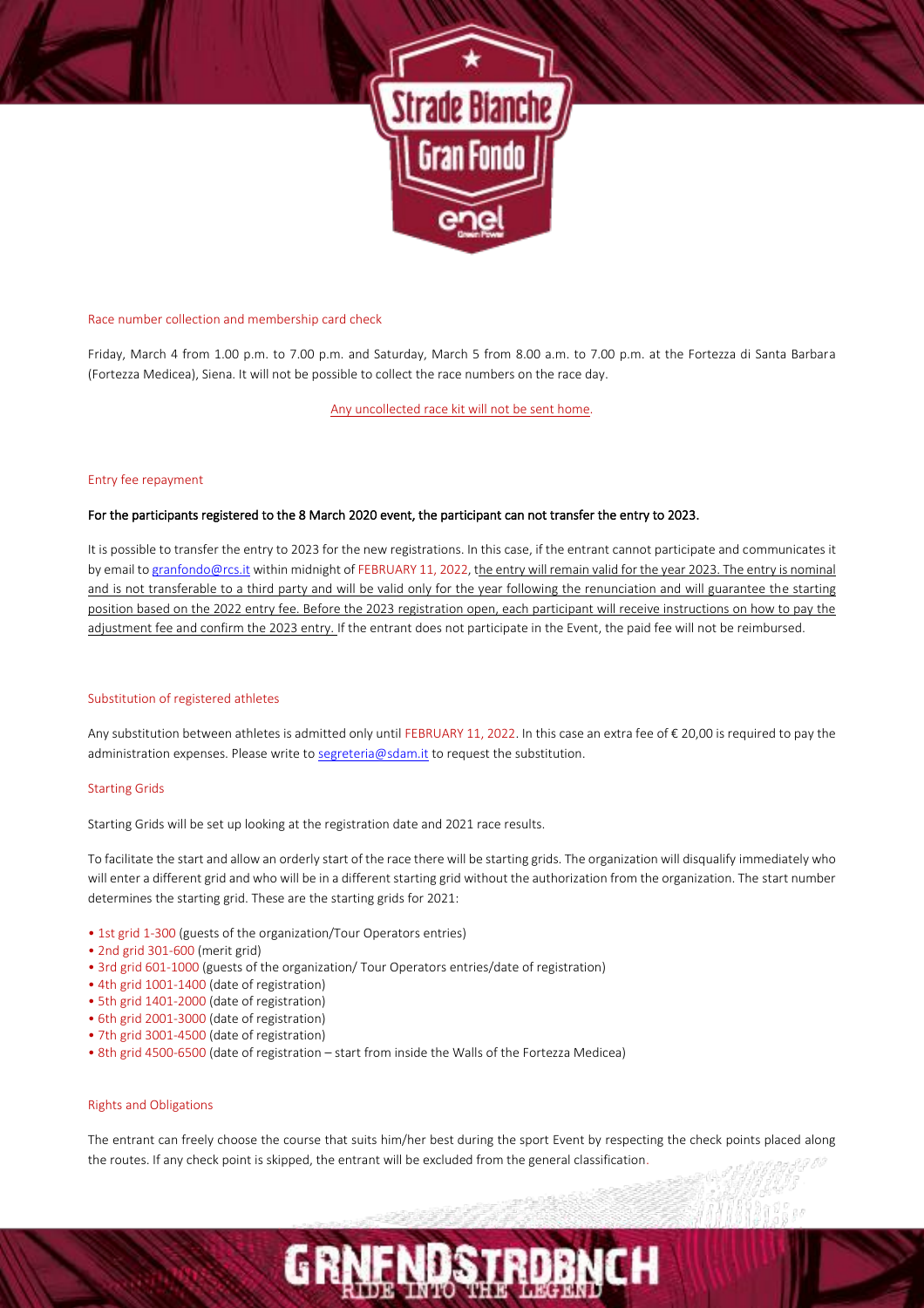## Race number collection and membership card check

Friday, March 4 from 1.00 p.m. to 7.00 p.m. and Saturday, March 5 from 8.00 a.m. to 7.00 p.m. at the Fortezza di Santa Barbara (Fortezza Medicea), Siena. It will not be possible to collect the race numbers on the race day.

Any uncollected race kit will not be sent home.

## Entry fee repayment

**For the participants registered to the 8 March 2020 event, the participant can not transfer the entry to 2023.**

It is possible to transfer the entry to 2023 for the new registrations. In this case, if the entrant cannot participate and communicates it by email to granfondo@rcs.it within midnight of FEBRUARY 11, 2022, the entry will remain valid for the year 2023. The entry is nominal and is not transferable to a third party and will be valid only for the year following the renunciation and will guarantee the starting position based on the 2022 entry fee. Before the 2023 registration open, each participant will receive instructions on how to pay the adjustment fee and confirm the 2023 entry. If the entrant does not participate in the Event, the paid fee will not be reimbursed.

## Substitution of registered athletes

Any substitution between athletes is admitted only until FEBRUARY 11, 2022. In this case an extra fee of € 20,00 is required to pay the administration expenses. Please write to segreteria@sdam.it to request the substitution.

## Starting Grids

Starting Grids will be set up looking at the registration date and 2021 race results.

To facilitate the start and allow an orderly start of the race there will be starting grids. The organization will disqualify immediately who will enter a different grid and who will be in a different starting grid without the authorization from the organization. The start number determines the starting grid. These are the starting grids for 2021:

- 1st grid 1-300 (guests of the organization/Tour Operators entries)
- 2nd grid 301-600 (merit grid)
- 3rd grid 601-1000 (guests of the organization/ Tour Operators entries/date of registration)
- 4th grid 1001-1400 (date of registration)
- 5th grid 1401-2000 (date of registration)
- 6th grid 2001-3000 (date of registration)
- 7th grid 3001-4500 (date of registration)
- 8th grid 4500-6500 (date of registration – start from inside the Walls of the Fortezza Medicea)

## Rights and Obligations

The entrant can freely choose the course that suits him/her best during the sport Event by respecting the check points placed along the routes. If any check point is skipped, the entrant will be excluded from the general classification.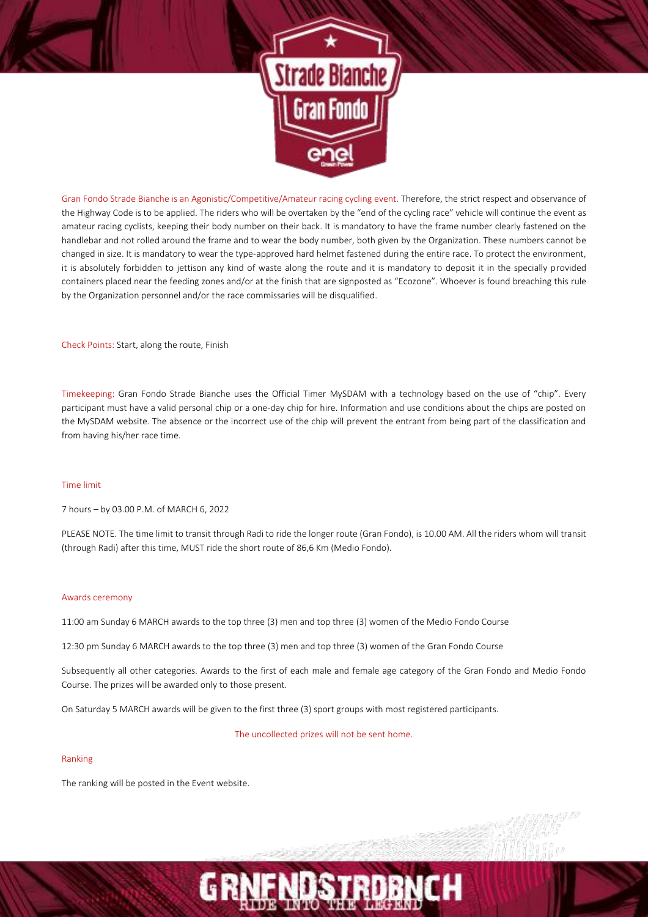Gran Fondo Strade Bianche is an Agonistic/Competitive/Amateur racing cycling event. Therefore, the strict respect and observance of the Highway Code is to be applied. The riders who will be overtaken by the "end of the cycling race" vehicle will continue the event as amateur racing cyclists, keeping their body number on their back. It is mandatory to have the frame number clearly fastened on the handlebar and not rolled around the frame and to wear the body number, both given by the Organization. These numbers cannot be changed in size. It is mandatory to wear the type-approved hard helmet fastened during the entire race. To protect the environment, it is absolutely forbidden to jettison any kind of waste along the route and it is mandatory to deposit it in the specially provided containers placed near the feeding zones and/or at the finish that are signposted as "Ecozone". Whoever is found breaching this rule by the Organization personnel and/or the race commissaries will be disqualified.

Check Points: Start, along the route, Finish

Timekeeping: Gran Fondo Strade Bianche uses the Official Timer MySDAM with a technology based on the use of "chip". Every participant must have a valid personal chip or a one-day chip for hire. Information and use conditions about the chips are posted on the MySDAM website. The absence or the incorrect use of the chip will prevent the entrant from being part of the classification and from having his/her race time.

## Time limit

7 hours – by 03.00 P.M. of MARCH 6, 2022

PLEASE NOTE. The time limit to transit through Radi to ride the longer route (Gran Fondo), is 10.00 AM. All the riders whom will transit (through Radi) after this time, MUST ride the short route of 86,6 Km (Medio Fondo).

## Awards ceremony

11:00 am Sunday 6 MARCH awards to the top three (3) men and top three (3) women of the Medio Fondo Course

12:30 pm Sunday 6 MARCH awards to the top three (3) men and top three (3) women of the Gran Fondo Course

Subsequently all other categories. Awards to the first of each male and female age category of the Gran Fondo and Medio Fondo Course. The prizes will be awarded only to those present.

On Saturday 5 MARCH awards will be given to the first three (3) sport groups with most registered participants.

The uncollected prizes will not be sent home.

## Ranking

The ranking will be posted in the Event website.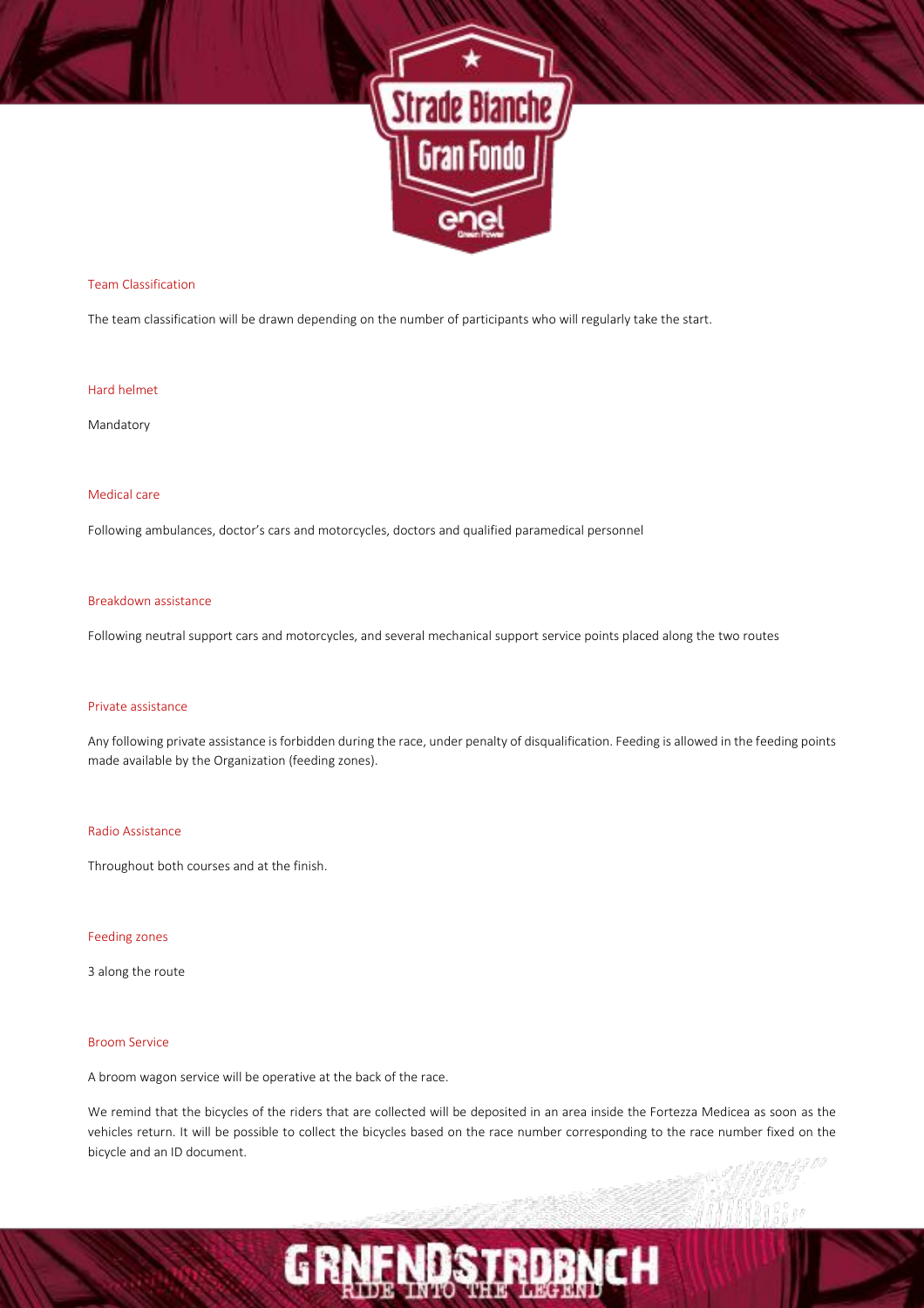## Team Classification

The team classification will be drawn depending on the number of participants who will regularly take the start.

## Hard helmet

Mandatory

## Medical care

Following ambulances, doctor's cars and motorcycles, doctors and qualified paramedical personnel

## Breakdown assistance

Following neutral support cars and motorcycles, and several mechanical support service points placed along the two routes

## Private assistance

Any following private assistance is forbidden during the race, under penalty of disqualification. Feeding is allowed in the feeding points made available by the Organization (feeding zones).

## Radio Assistance

Throughout both courses and at the finish.

## Feeding zones

3 along the route

## Broom Service

A broom wagon service will be operative at the back of the race.

We remind that the bicycles of the riders that are collected will be deposited in an area inside the Fortezza Medicea as soon as the vehicles return. It will be possible to collect the bicycles based on the race number corresponding to the race number fixed on the bicycle and an ID document.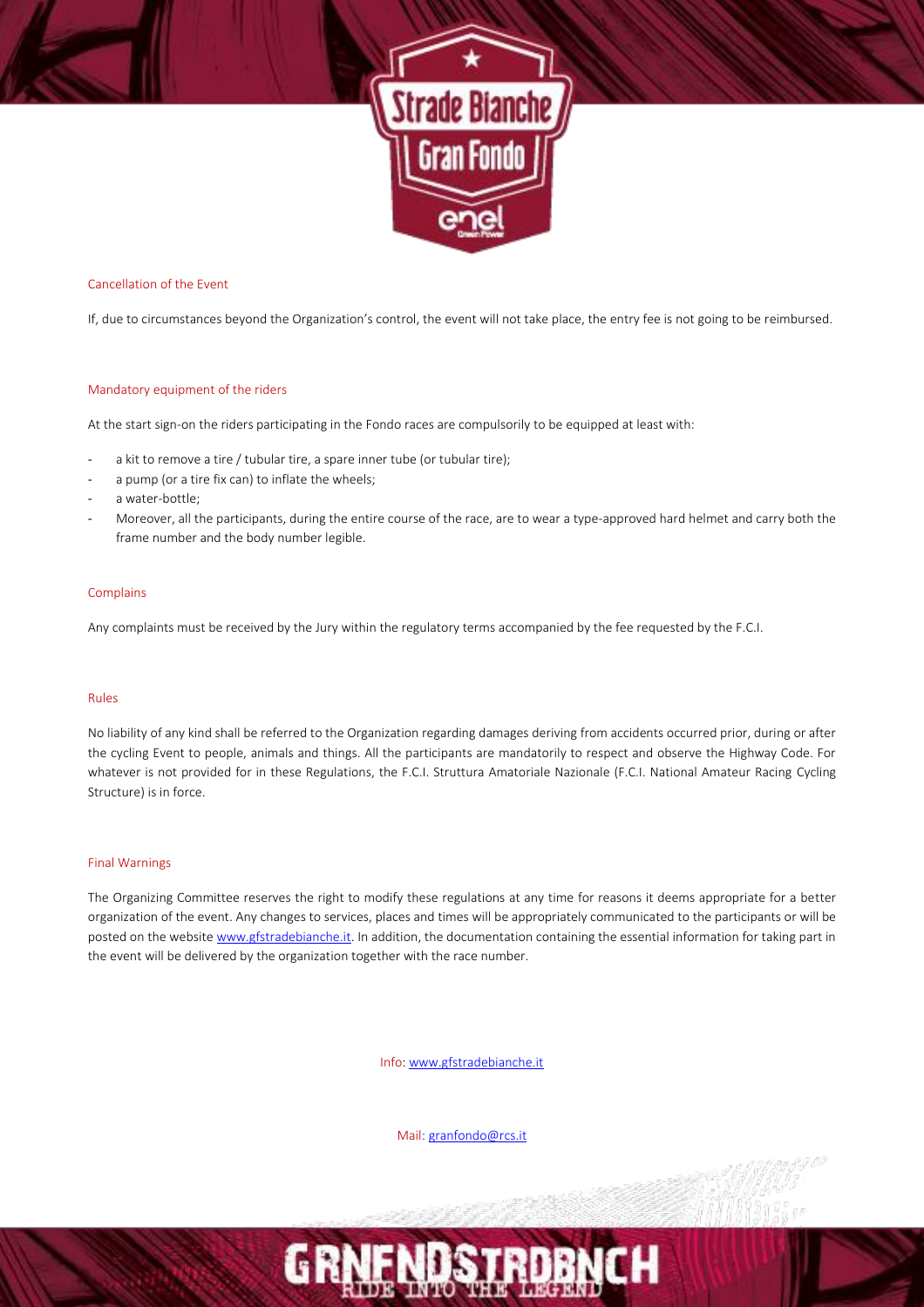## Cancellation of the Event

If, due to circumstances beyond the Organization's control, the event will not take place, the entry fee is not going to be reimbursed.

## Mandatory equipment of the riders

At the start sign-on the riders participating in the Fondo races are compulsorily to be equipped at least with:

- a kit to remove a tire / tubular tire, a spare inner tube (or tubular tire);
- a pump (or a tire fix can) to inflate the wheels;
- a water-bottle;
- Moreover, all the participants, during the entire course of the race, are to wear a type-approved hard helmet and carry both the frame number and the body number legible.

## Complains

Any complaints must be received by the Jury within the regulatory terms accompanied by the fee requested by the F.C.I.

## Rules

No liability of any kind shall be referred to the Organization regarding damages deriving from accidents occurred prior, during or after the cycling Event to people, animals and things. All the participants are mandatorily to respect and observe the Highway Code. For whatever is not provided for in these Regulations, the F.C.I. Struttura Amatoriale Nazionale (F.C.I. National Amateur Racing Cycling Structure) is in force.

## Final Warnings

The Organizing Committee reserves the right to modify these regulations at any time for reasons it deems appropriate for a better organization of the event. Any changes to services, places and times will be appropriately communicated to the participants or will be posted on the website www.gfstradebianche.it. In addition, the documentation containing the essential information for taking part in the event will be delivered by the organization together with the race number.

Info: www.gfstradebianche.it

Mail: granfondo@rcs.it